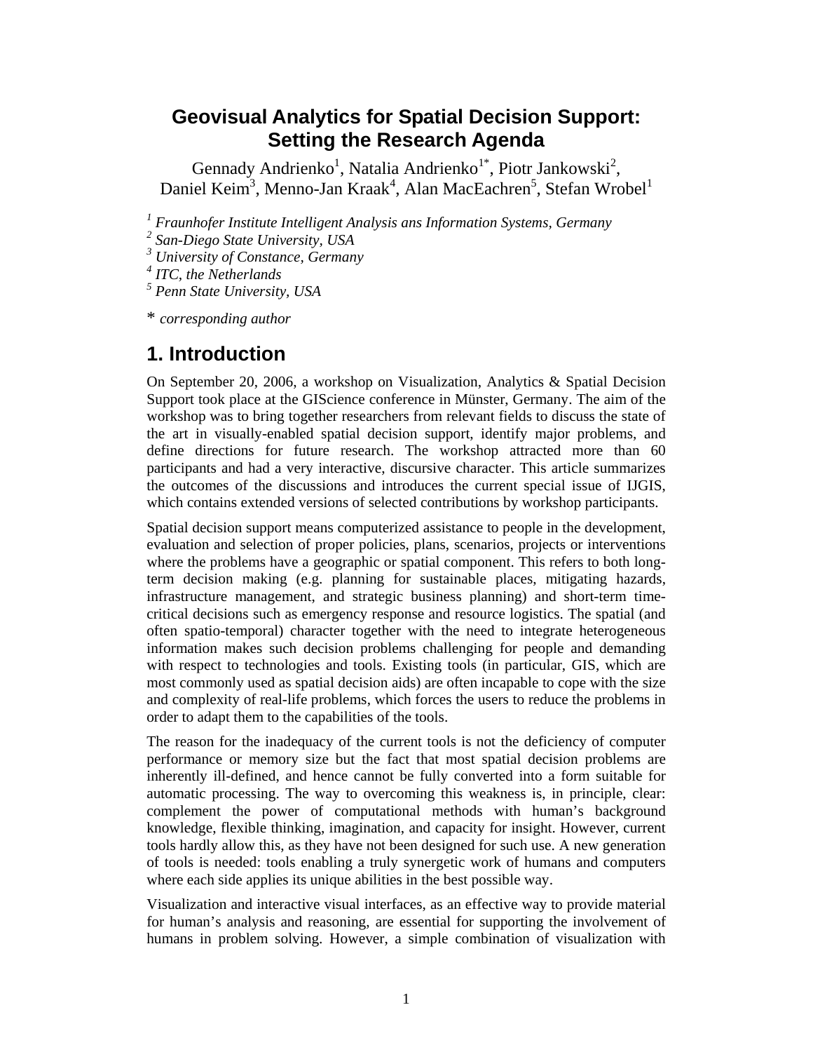# Geovisual Analytics for Spatial Decision Support: Setting the Research Agenda

Gennady Andrienko[1], Natalia Andrienko[1*], Piotr Jankowski[2], Daniel Keim[3], Menno-Jan Kraak[4], Alan MacEachren[5], Stefan Wrobel[1]

[1] *Fraunhofer Institute Intelligent Analysis ans Information Systems, Germany*
[2] *San-Diego State University, USA*
[3] *University of Constance, Germany*
[4] *ITC, the Netherlands*
[5] *Penn State University, USA*

\* *corresponding author*

## 1. Introduction

On September 20, 2006, a workshop on Visualization, Analytics & Spatial Decision Support took place at the GIScience conference in Münster, Germany. The aim of the workshop was to bring together researchers from relevant fields to discuss the state of the art in visually-enabled spatial decision support, identify major problems, and define directions for future research. The workshop attracted more than 60 participants and had a very interactive, discursive character. This article summarizes the outcomes of the discussions and introduces the current special issue of IJGIS, which contains extended versions of selected contributions by workshop participants.

Spatial decision support means computerized assistance to people in the development, evaluation and selection of proper policies, plans, scenarios, projects or interventions where the problems have a geographic or spatial component. This refers to both long-term decision making (e.g. planning for sustainable places, mitigating hazards, infrastructure management, and strategic business planning) and short-term time-critical decisions such as emergency response and resource logistics. The spatial (and often spatio-temporal) character together with the need to integrate heterogeneous information makes such decision problems challenging for people and demanding with respect to technologies and tools. Existing tools (in particular, GIS, which are most commonly used as spatial decision aids) are often incapable to cope with the size and complexity of real-life problems, which forces the users to reduce the problems in order to adapt them to the capabilities of the tools.

The reason for the inadequacy of the current tools is not the deficiency of computer performance or memory size but the fact that most spatial decision problems are inherently ill-defined, and hence cannot be fully converted into a form suitable for automatic processing. The way to overcoming this weakness is, in principle, clear: complement the power of computational methods with human's background knowledge, flexible thinking, imagination, and capacity for insight. However, current tools hardly allow this, as they have not been designed for such use. A new generation of tools is needed: tools enabling a truly synergetic work of humans and computers where each side applies its unique abilities in the best possible way.

Visualization and interactive visual interfaces, as an effective way to provide material for human's analysis and reasoning, are essential for supporting the involvement of humans in problem solving. However, a simple combination of visualization with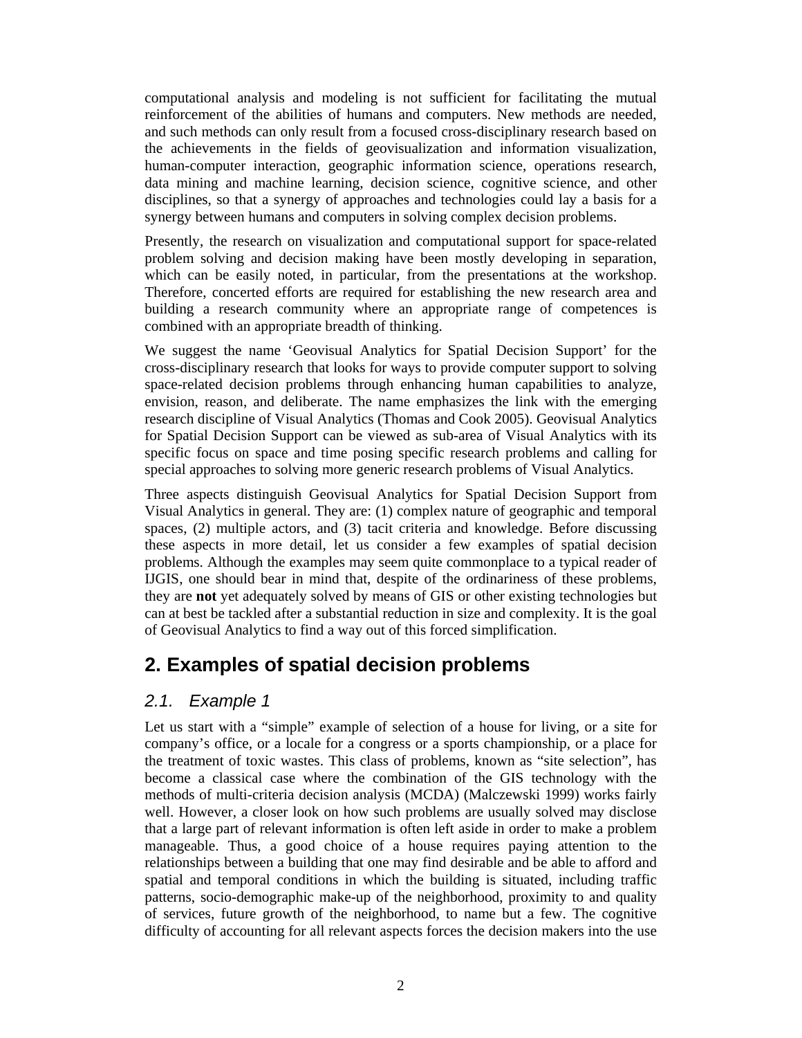computational analysis and modeling is not sufficient for facilitating the mutual reinforcement of the abilities of humans and computers. New methods are needed, and such methods can only result from a focused cross-disciplinary research based on the achievements in the fields of geovisualization and information visualization, human-computer interaction, geographic information science, operations research, data mining and machine learning, decision science, cognitive science, and other disciplines, so that a synergy of approaches and technologies could lay a basis for a synergy between humans and computers in solving complex decision problems.

Presently, the research on visualization and computational support for space-related problem solving and decision making have been mostly developing in separation, which can be easily noted, in particular, from the presentations at the workshop. Therefore, concerted efforts are required for establishing the new research area and building a research community where an appropriate range of competences is combined with an appropriate breadth of thinking.

We suggest the name 'Geovisual Analytics for Spatial Decision Support' for the cross-disciplinary research that looks for ways to provide computer support to solving space-related decision problems through enhancing human capabilities to analyze, envision, reason, and deliberate. The name emphasizes the link with the emerging research discipline of Visual Analytics (Thomas and Cook 2005). Geovisual Analytics for Spatial Decision Support can be viewed as sub-area of Visual Analytics with its specific focus on space and time posing specific research problems and calling for special approaches to solving more generic research problems of Visual Analytics.

Three aspects distinguish Geovisual Analytics for Spatial Decision Support from Visual Analytics in general. They are: (1) complex nature of geographic and temporal spaces, (2) multiple actors, and (3) tacit criteria and knowledge. Before discussing these aspects in more detail, let us consider a few examples of spatial decision problems. Although the examples may seem quite commonplace to a typical reader of IJGIS, one should bear in mind that, despite of the ordinariness of these problems, they are **not** yet adequately solved by means of GIS or other existing technologies but can at best be tackled after a substantial reduction in size and complexity. It is the goal of Geovisual Analytics to find a way out of this forced simplification.

# 2. Examples of spatial decision problems

## *2.1. Example 1*

Let us start with a "simple" example of selection of a house for living, or a site for company's office, or a locale for a congress or a sports championship, or a place for the treatment of toxic wastes. This class of problems, known as "site selection", has become a classical case where the combination of the GIS technology with the methods of multi-criteria decision analysis (MCDA) (Malczewski 1999) works fairly well. However, a closer look on how such problems are usually solved may disclose that a large part of relevant information is often left aside in order to make a problem manageable. Thus, a good choice of a house requires paying attention to the relationships between a building that one may find desirable and be able to afford and spatial and temporal conditions in which the building is situated, including traffic patterns, socio-demographic make-up of the neighborhood, proximity to and quality of services, future growth of the neighborhood, to name but a few. The cognitive difficulty of accounting for all relevant aspects forces the decision makers into the use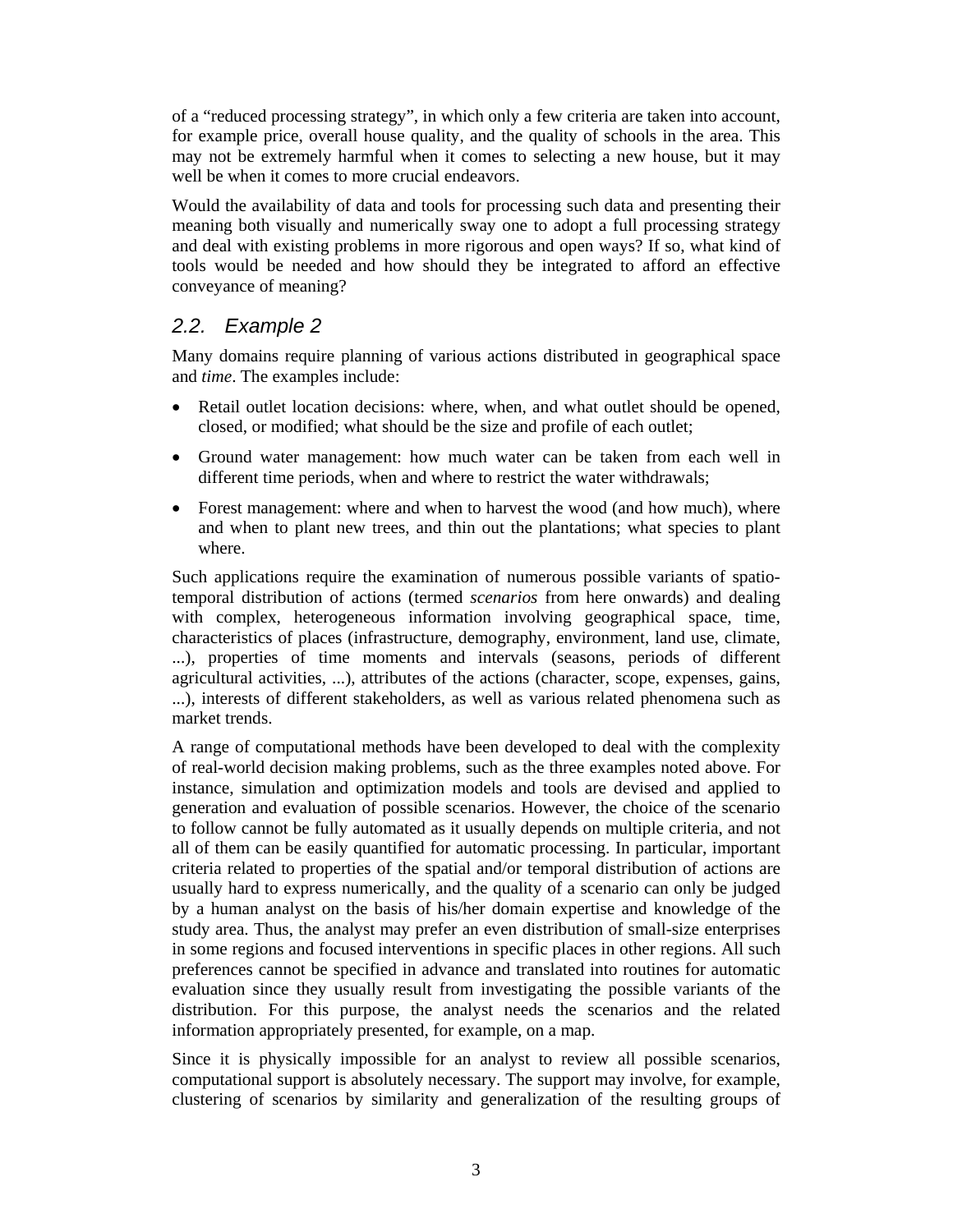of a "reduced processing strategy", in which only a few criteria are taken into account, for example price, overall house quality, and the quality of schools in the area. This may not be extremely harmful when it comes to selecting a new house, but it may well be when it comes to more crucial endeavors.

Would the availability of data and tools for processing such data and presenting their meaning both visually and numerically sway one to adopt a full processing strategy and deal with existing problems in more rigorous and open ways? If so, what kind of tools would be needed and how should they be integrated to afford an effective conveyance of meaning?

## 2.2. Example 2

Many domains require planning of various actions distributed in geographical space and *time*. The examples include:

- Retail outlet location decisions: where, when, and what outlet should be opened, closed, or modified; what should be the size and profile of each outlet;
- Ground water management: how much water can be taken from each well in different time periods, when and where to restrict the water withdrawals;
- Forest management: where and when to harvest the wood (and how much), where and when to plant new trees, and thin out the plantations; what species to plant where.

Such applications require the examination of numerous possible variants of spatio-temporal distribution of actions (termed *scenarios* from here onwards) and dealing with complex, heterogeneous information involving geographical space, time, characteristics of places (infrastructure, demography, environment, land use, climate, ...), properties of time moments and intervals (seasons, periods of different agricultural activities, ...), attributes of the actions (character, scope, expenses, gains, ...), interests of different stakeholders, as well as various related phenomena such as market trends.

A range of computational methods have been developed to deal with the complexity of real-world decision making problems, such as the three examples noted above. For instance, simulation and optimization models and tools are devised and applied to generation and evaluation of possible scenarios. However, the choice of the scenario to follow cannot be fully automated as it usually depends on multiple criteria, and not all of them can be easily quantified for automatic processing. In particular, important criteria related to properties of the spatial and/or temporal distribution of actions are usually hard to express numerically, and the quality of a scenario can only be judged by a human analyst on the basis of his/her domain expertise and knowledge of the study area. Thus, the analyst may prefer an even distribution of small-size enterprises in some regions and focused interventions in specific places in other regions. All such preferences cannot be specified in advance and translated into routines for automatic evaluation since they usually result from investigating the possible variants of the distribution. For this purpose, the analyst needs the scenarios and the related information appropriately presented, for example, on a map.

Since it is physically impossible for an analyst to review all possible scenarios, computational support is absolutely necessary. The support may involve, for example, clustering of scenarios by similarity and generalization of the resulting groups of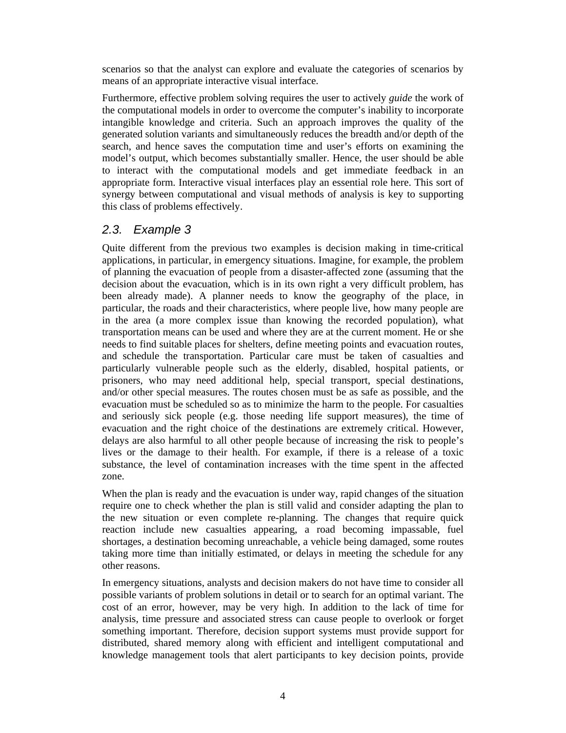scenarios so that the analyst can explore and evaluate the categories of scenarios by means of an appropriate interactive visual interface.

Furthermore, effective problem solving requires the user to actively *guide* the work of the computational models in order to overcome the computer's inability to incorporate intangible knowledge and criteria. Such an approach improves the quality of the generated solution variants and simultaneously reduces the breadth and/or depth of the search, and hence saves the computation time and user's efforts on examining the model's output, which becomes substantially smaller. Hence, the user should be able to interact with the computational models and get immediate feedback in an appropriate form. Interactive visual interfaces play an essential role here. This sort of synergy between computational and visual methods of analysis is key to supporting this class of problems effectively.

## 2.3. Example 3

Quite different from the previous two examples is decision making in time-critical applications, in particular, in emergency situations. Imagine, for example, the problem of planning the evacuation of people from a disaster-affected zone (assuming that the decision about the evacuation, which is in its own right a very difficult problem, has been already made). A planner needs to know the geography of the place, in particular, the roads and their characteristics, where people live, how many people are in the area (a more complex issue than knowing the recorded population), what transportation means can be used and where they are at the current moment. He or she needs to find suitable places for shelters, define meeting points and evacuation routes, and schedule the transportation. Particular care must be taken of casualties and particularly vulnerable people such as the elderly, disabled, hospital patients, or prisoners, who may need additional help, special transport, special destinations, and/or other special measures. The routes chosen must be as safe as possible, and the evacuation must be scheduled so as to minimize the harm to the people. For casualties and seriously sick people (e.g. those needing life support measures), the time of evacuation and the right choice of the destinations are extremely critical. However, delays are also harmful to all other people because of increasing the risk to people's lives or the damage to their health. For example, if there is a release of a toxic substance, the level of contamination increases with the time spent in the affected zone.

When the plan is ready and the evacuation is under way, rapid changes of the situation require one to check whether the plan is still valid and consider adapting the plan to the new situation or even complete re-planning. The changes that require quick reaction include new casualties appearing, a road becoming impassable, fuel shortages, a destination becoming unreachable, a vehicle being damaged, some routes taking more time than initially estimated, or delays in meeting the schedule for any other reasons.

In emergency situations, analysts and decision makers do not have time to consider all possible variants of problem solutions in detail or to search for an optimal variant. The cost of an error, however, may be very high. In addition to the lack of time for analysis, time pressure and associated stress can cause people to overlook or forget something important. Therefore, decision support systems must provide support for distributed, shared memory along with efficient and intelligent computational and knowledge management tools that alert participants to key decision points, provide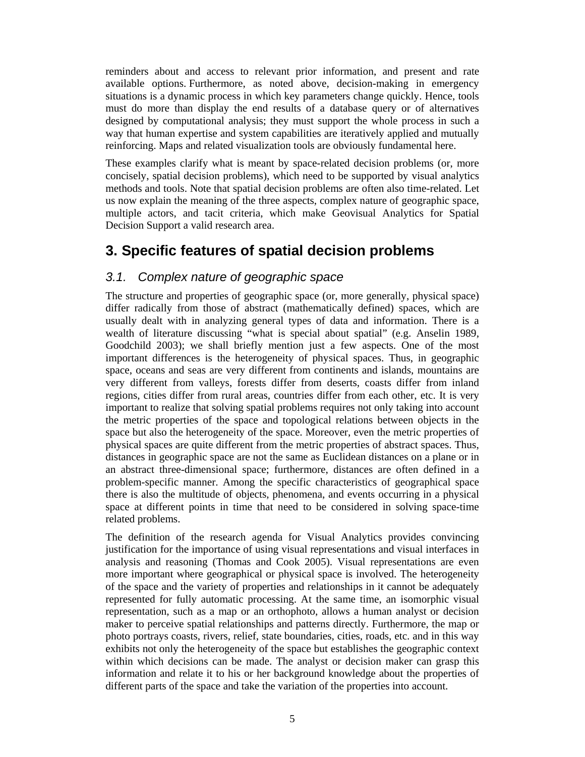reminders about and access to relevant prior information, and present and rate available options. Furthermore, as noted above, decision-making in emergency situations is a dynamic process in which key parameters change quickly. Hence, tools must do more than display the end results of a database query or of alternatives designed by computational analysis; they must support the whole process in such a way that human expertise and system capabilities are iteratively applied and mutually reinforcing. Maps and related visualization tools are obviously fundamental here.

These examples clarify what is meant by space-related decision problems (or, more concisely, spatial decision problems), which need to be supported by visual analytics methods and tools. Note that spatial decision problems are often also time-related. Let us now explain the meaning of the three aspects, complex nature of geographic space, multiple actors, and tacit criteria, which make Geovisual Analytics for Spatial Decision Support a valid research area.

## 3. Specific features of spatial decision problems

### *3.1. Complex nature of geographic space*

The structure and properties of geographic space (or, more generally, physical space) differ radically from those of abstract (mathematically defined) spaces, which are usually dealt with in analyzing general types of data and information. There is a wealth of literature discussing "what is special about spatial" (e.g. Anselin 1989, Goodchild 2003); we shall briefly mention just a few aspects. One of the most important differences is the heterogeneity of physical spaces. Thus, in geographic space, oceans and seas are very different from continents and islands, mountains are very different from valleys, forests differ from deserts, coasts differ from inland regions, cities differ from rural areas, countries differ from each other, etc. It is very important to realize that solving spatial problems requires not only taking into account the metric properties of the space and topological relations between objects in the space but also the heterogeneity of the space. Moreover, even the metric properties of physical spaces are quite different from the metric properties of abstract spaces. Thus, distances in geographic space are not the same as Euclidean distances on a plane or in an abstract three-dimensional space; furthermore, distances are often defined in a problem-specific manner. Among the specific characteristics of geographical space there is also the multitude of objects, phenomena, and events occurring in a physical space at different points in time that need to be considered in solving space-time related problems.

The definition of the research agenda for Visual Analytics provides convincing justification for the importance of using visual representations and visual interfaces in analysis and reasoning (Thomas and Cook 2005). Visual representations are even more important where geographical or physical space is involved. The heterogeneity of the space and the variety of properties and relationships in it cannot be adequately represented for fully automatic processing. At the same time, an isomorphic visual representation, such as a map or an orthophoto, allows a human analyst or decision maker to perceive spatial relationships and patterns directly. Furthermore, the map or photo portrays coasts, rivers, relief, state boundaries, cities, roads, etc. and in this way exhibits not only the heterogeneity of the space but establishes the geographic context within which decisions can be made. The analyst or decision maker can grasp this information and relate it to his or her background knowledge about the properties of different parts of the space and take the variation of the properties into account.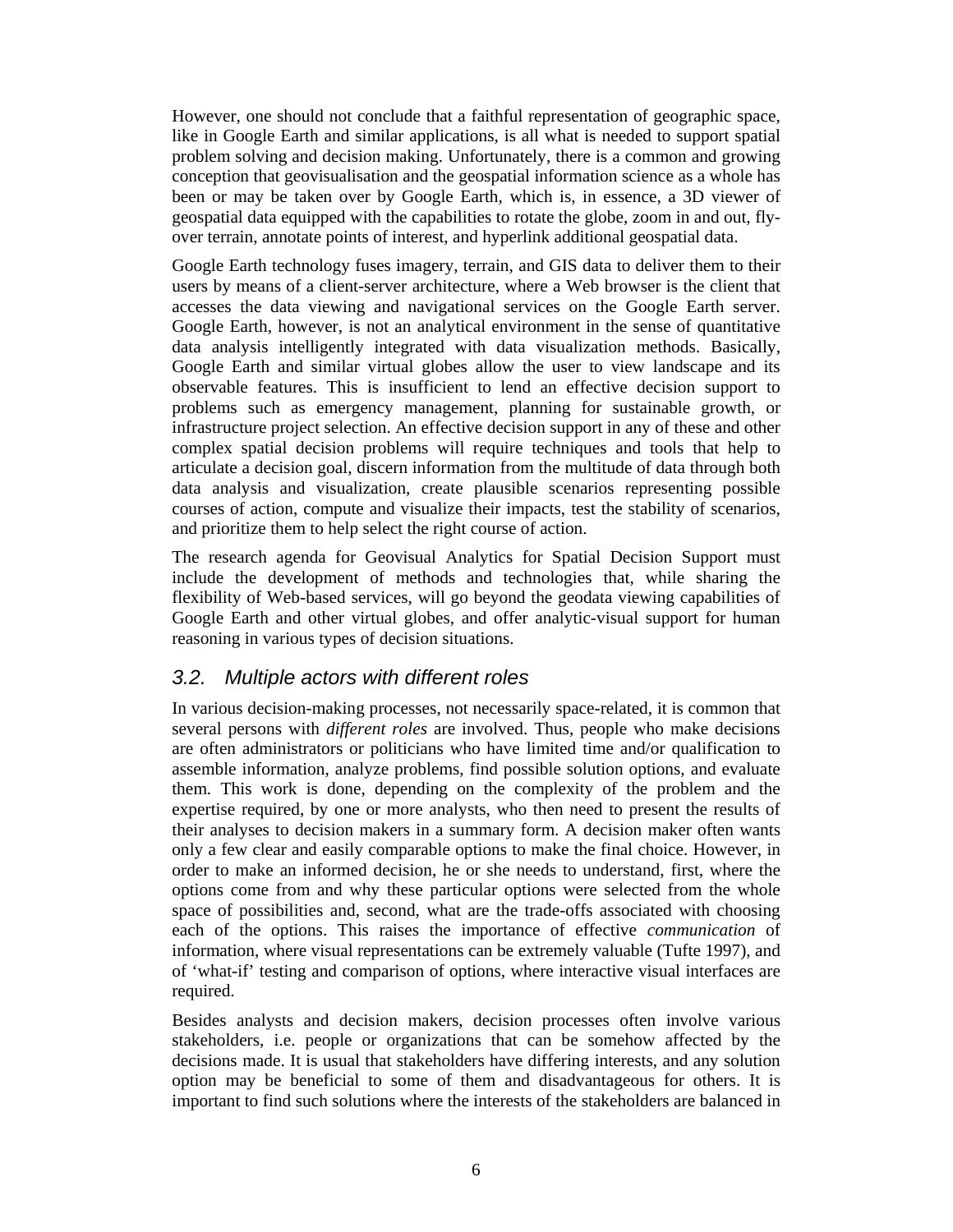However, one should not conclude that a faithful representation of geographic space, like in Google Earth and similar applications, is all what is needed to support spatial problem solving and decision making. Unfortunately, there is a common and growing conception that geovisualisation and the geospatial information science as a whole has been or may be taken over by Google Earth, which is, in essence, a 3D viewer of geospatial data equipped with the capabilities to rotate the globe, zoom in and out, fly-over terrain, annotate points of interest, and hyperlink additional geospatial data.

Google Earth technology fuses imagery, terrain, and GIS data to deliver them to their users by means of a client-server architecture, where a Web browser is the client that accesses the data viewing and navigational services on the Google Earth server. Google Earth, however, is not an analytical environment in the sense of quantitative data analysis intelligently integrated with data visualization methods. Basically, Google Earth and similar virtual globes allow the user to view landscape and its observable features. This is insufficient to lend an effective decision support to problems such as emergency management, planning for sustainable growth, or infrastructure project selection. An effective decision support in any of these and other complex spatial decision problems will require techniques and tools that help to articulate a decision goal, discern information from the multitude of data through both data analysis and visualization, create plausible scenarios representing possible courses of action, compute and visualize their impacts, test the stability of scenarios, and prioritize them to help select the right course of action.

The research agenda for Geovisual Analytics for Spatial Decision Support must include the development of methods and technologies that, while sharing the flexibility of Web-based services, will go beyond the geodata viewing capabilities of Google Earth and other virtual globes, and offer analytic-visual support for human reasoning in various types of decision situations.

## *3.2. Multiple actors with different roles*

In various decision-making processes, not necessarily space-related, it is common that several persons with *different roles* are involved. Thus, people who make decisions are often administrators or politicians who have limited time and/or qualification to assemble information, analyze problems, find possible solution options, and evaluate them. This work is done, depending on the complexity of the problem and the expertise required, by one or more analysts, who then need to present the results of their analyses to decision makers in a summary form. A decision maker often wants only a few clear and easily comparable options to make the final choice. However, in order to make an informed decision, he or she needs to understand, first, where the options come from and why these particular options were selected from the whole space of possibilities and, second, what are the trade-offs associated with choosing each of the options. This raises the importance of effective *communication* of information, where visual representations can be extremely valuable (Tufte 1997), and of 'what-if' testing and comparison of options, where interactive visual interfaces are required.

Besides analysts and decision makers, decision processes often involve various stakeholders, i.e. people or organizations that can be somehow affected by the decisions made. It is usual that stakeholders have differing interests, and any solution option may be beneficial to some of them and disadvantageous for others. It is important to find such solutions where the interests of the stakeholders are balanced in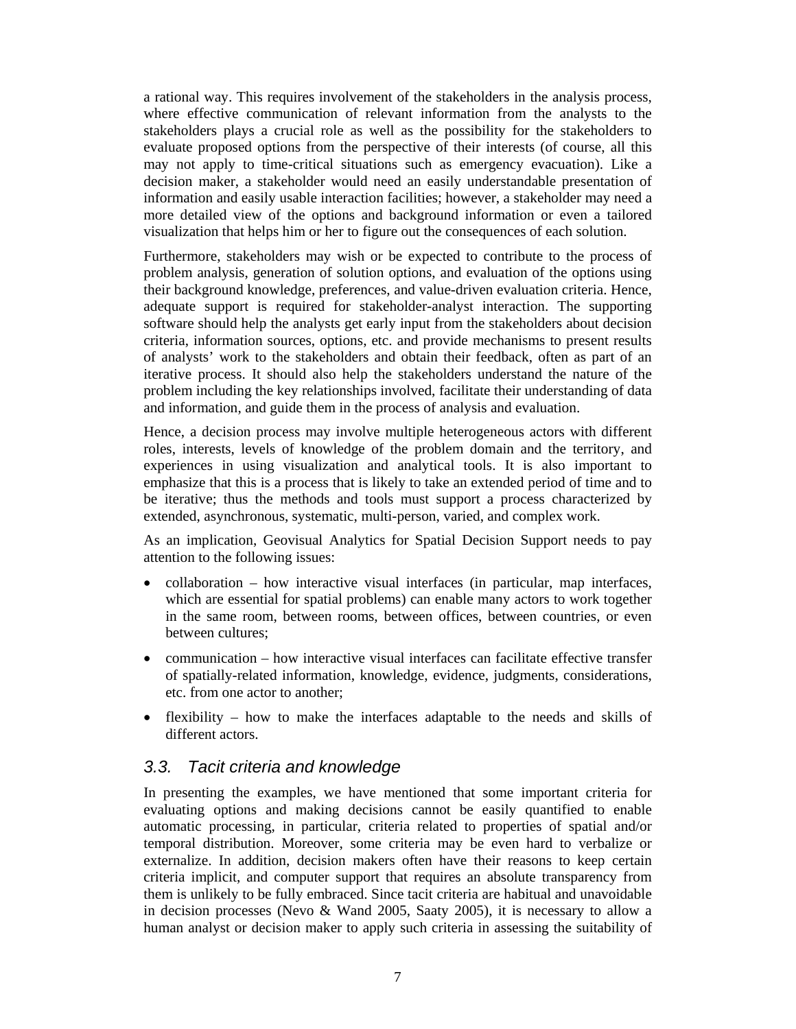a rational way. This requires involvement of the stakeholders in the analysis process, where effective communication of relevant information from the analysts to the stakeholders plays a crucial role as well as the possibility for the stakeholders to evaluate proposed options from the perspective of their interests (of course, all this may not apply to time-critical situations such as emergency evacuation). Like a decision maker, a stakeholder would need an easily understandable presentation of information and easily usable interaction facilities; however, a stakeholder may need a more detailed view of the options and background information or even a tailored visualization that helps him or her to figure out the consequences of each solution.

Furthermore, stakeholders may wish or be expected to contribute to the process of problem analysis, generation of solution options, and evaluation of the options using their background knowledge, preferences, and value-driven evaluation criteria. Hence, adequate support is required for stakeholder-analyst interaction. The supporting software should help the analysts get early input from the stakeholders about decision criteria, information sources, options, etc. and provide mechanisms to present results of analysts' work to the stakeholders and obtain their feedback, often as part of an iterative process. It should also help the stakeholders understand the nature of the problem including the key relationships involved, facilitate their understanding of data and information, and guide them in the process of analysis and evaluation.

Hence, a decision process may involve multiple heterogeneous actors with different roles, interests, levels of knowledge of the problem domain and the territory, and experiences in using visualization and analytical tools. It is also important to emphasize that this is a process that is likely to take an extended period of time and to be iterative; thus the methods and tools must support a process characterized by extended, asynchronous, systematic, multi-person, varied, and complex work.

As an implication, Geovisual Analytics for Spatial Decision Support needs to pay attention to the following issues:

- collaboration – how interactive visual interfaces (in particular, map interfaces, which are essential for spatial problems) can enable many actors to work together in the same room, between rooms, between offices, between countries, or even between cultures;
- communication – how interactive visual interfaces can facilitate effective transfer of spatially-related information, knowledge, evidence, judgments, considerations, etc. from one actor to another;
- flexibility – how to make the interfaces adaptable to the needs and skills of different actors.

## *3.3. Tacit criteria and knowledge*

In presenting the examples, we have mentioned that some important criteria for evaluating options and making decisions cannot be easily quantified to enable automatic processing, in particular, criteria related to properties of spatial and/or temporal distribution. Moreover, some criteria may be even hard to verbalize or externalize. In addition, decision makers often have their reasons to keep certain criteria implicit, and computer support that requires an absolute transparency from them is unlikely to be fully embraced. Since tacit criteria are habitual and unavoidable in decision processes (Nevo & Wand 2005, Saaty 2005), it is necessary to allow a human analyst or decision maker to apply such criteria in assessing the suitability of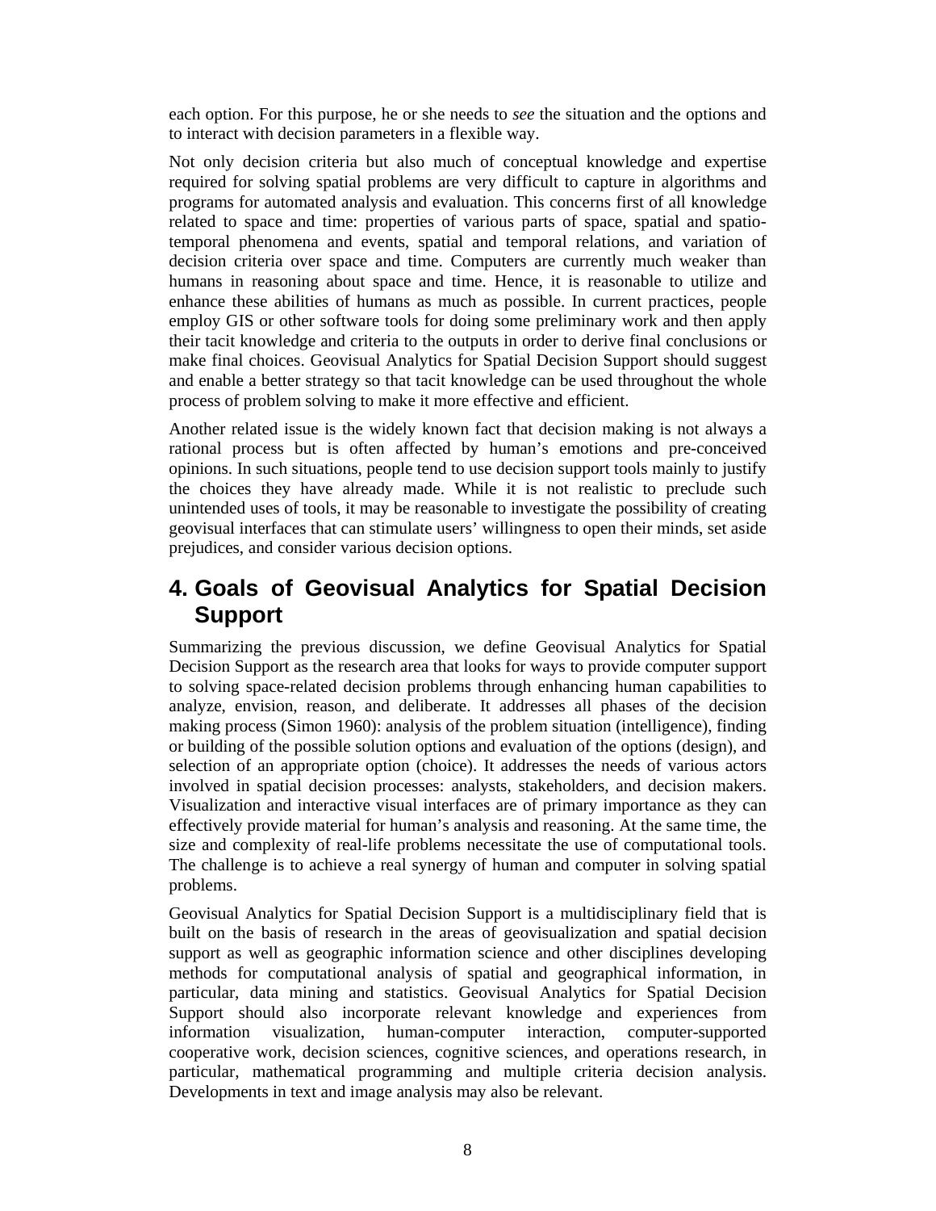each option. For this purpose, he or she needs to *see* the situation and the options and to interact with decision parameters in a flexible way.

Not only decision criteria but also much of conceptual knowledge and expertise required for solving spatial problems are very difficult to capture in algorithms and programs for automated analysis and evaluation. This concerns first of all knowledge related to space and time: properties of various parts of space, spatial and spatio-temporal phenomena and events, spatial and temporal relations, and variation of decision criteria over space and time. Computers are currently much weaker than humans in reasoning about space and time. Hence, it is reasonable to utilize and enhance these abilities of humans as much as possible. In current practices, people employ GIS or other software tools for doing some preliminary work and then apply their tacit knowledge and criteria to the outputs in order to derive final conclusions or make final choices. Geovisual Analytics for Spatial Decision Support should suggest and enable a better strategy so that tacit knowledge can be used throughout the whole process of problem solving to make it more effective and efficient.

Another related issue is the widely known fact that decision making is not always a rational process but is often affected by human's emotions and pre-conceived opinions. In such situations, people tend to use decision support tools mainly to justify the choices they have already made. While it is not realistic to preclude such unintended uses of tools, it may be reasonable to investigate the possibility of creating geovisual interfaces that can stimulate users' willingness to open their minds, set aside prejudices, and consider various decision options.

# 4. Goals of Geovisual Analytics for Spatial Decision Support

Summarizing the previous discussion, we define Geovisual Analytics for Spatial Decision Support as the research area that looks for ways to provide computer support to solving space-related decision problems through enhancing human capabilities to analyze, envision, reason, and deliberate. It addresses all phases of the decision making process (Simon 1960): analysis of the problem situation (intelligence), finding or building of the possible solution options and evaluation of the options (design), and selection of an appropriate option (choice). It addresses the needs of various actors involved in spatial decision processes: analysts, stakeholders, and decision makers. Visualization and interactive visual interfaces are of primary importance as they can effectively provide material for human's analysis and reasoning. At the same time, the size and complexity of real-life problems necessitate the use of computational tools. The challenge is to achieve a real synergy of human and computer in solving spatial problems.

Geovisual Analytics for Spatial Decision Support is a multidisciplinary field that is built on the basis of research in the areas of geovisualization and spatial decision support as well as geographic information science and other disciplines developing methods for computational analysis of spatial and geographical information, in particular, data mining and statistics. Geovisual Analytics for Spatial Decision Support should also incorporate relevant knowledge and experiences from information visualization, human-computer interaction, computer-supported cooperative work, decision sciences, cognitive sciences, and operations research, in particular, mathematical programming and multiple criteria decision analysis. Developments in text and image analysis may also be relevant.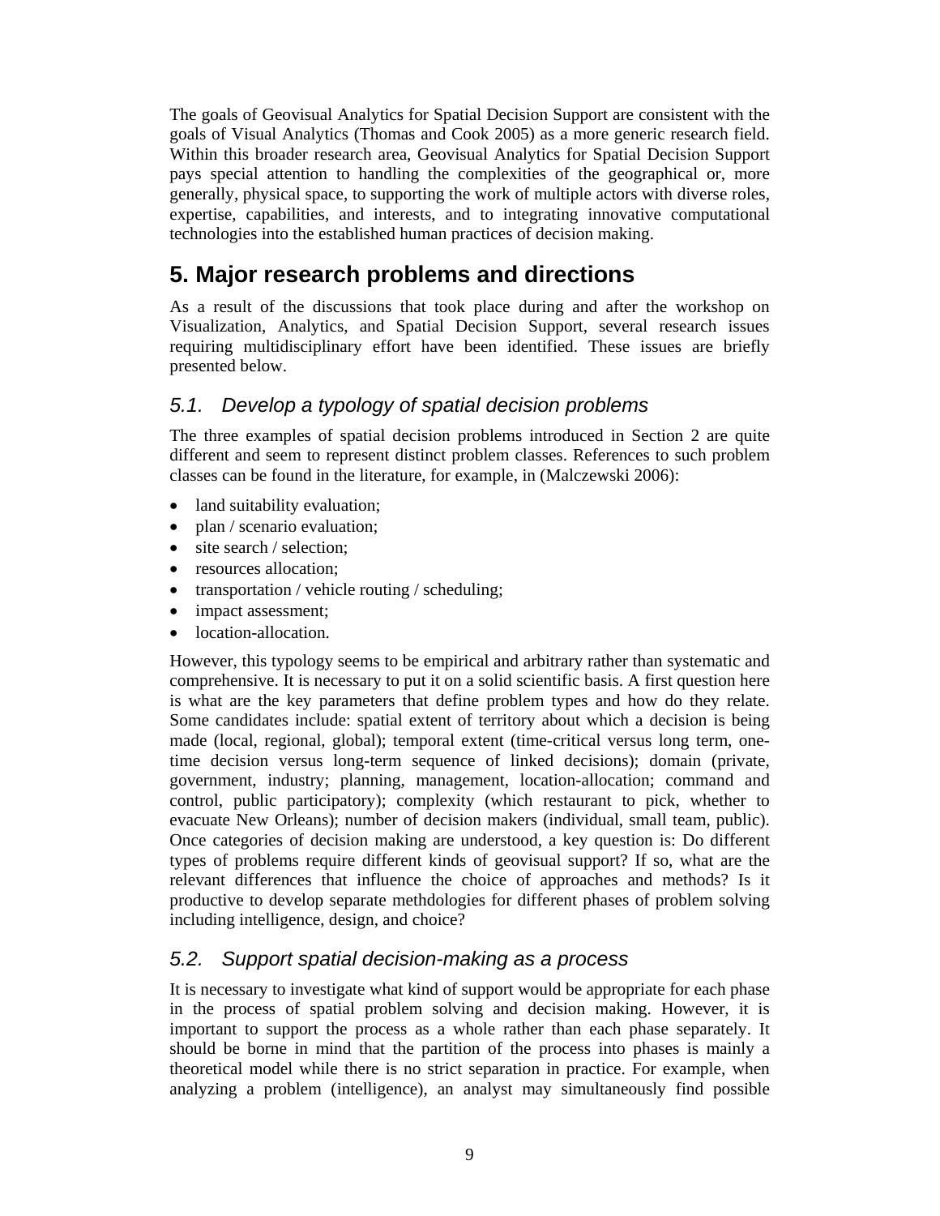The goals of Geovisual Analytics for Spatial Decision Support are consistent with the goals of Visual Analytics (Thomas and Cook 2005) as a more generic research field. Within this broader research area, Geovisual Analytics for Spatial Decision Support pays special attention to handling the complexities of the geographical or, more generally, physical space, to supporting the work of multiple actors with diverse roles, expertise, capabilities, and interests, and to integrating innovative computational technologies into the established human practices of decision making.

# 5. Major research problems and directions

As a result of the discussions that took place during and after the workshop on Visualization, Analytics, and Spatial Decision Support, several research issues requiring multidisciplinary effort have been identified. These issues are briefly presented below.

## *5.1. Develop a typology of spatial decision problems*

The three examples of spatial decision problems introduced in Section 2 are quite different and seem to represent distinct problem classes. References to such problem classes can be found in the literature, for example, in (Malczewski 2006):

- land suitability evaluation;
- plan / scenario evaluation;
- site search / selection;
- resources allocation;
- transportation / vehicle routing / scheduling;
- impact assessment;
- location-allocation.

However, this typology seems to be empirical and arbitrary rather than systematic and comprehensive. It is necessary to put it on a solid scientific basis. A first question here is what are the key parameters that define problem types and how do they relate. Some candidates include: spatial extent of territory about which a decision is being made (local, regional, global); temporal extent (time-critical versus long term, one-time decision versus long-term sequence of linked decisions); domain (private, government, industry; planning, management, location-allocation; command and control, public participatory); complexity (which restaurant to pick, whether to evacuate New Orleans); number of decision makers (individual, small team, public). Once categories of decision making are understood, a key question is: Do different types of problems require different kinds of geovisual support? If so, what are the relevant differences that influence the choice of approaches and methods? Is it productive to develop separate methdologies for different phases of problem solving including intelligence, design, and choice?

## *5.2. Support spatial decision-making as a process*

It is necessary to investigate what kind of support would be appropriate for each phase in the process of spatial problem solving and decision making. However, it is important to support the process as a whole rather than each phase separately. It should be borne in mind that the partition of the process into phases is mainly a theoretical model while there is no strict separation in practice. For example, when analyzing a problem (intelligence), an analyst may simultaneously find possible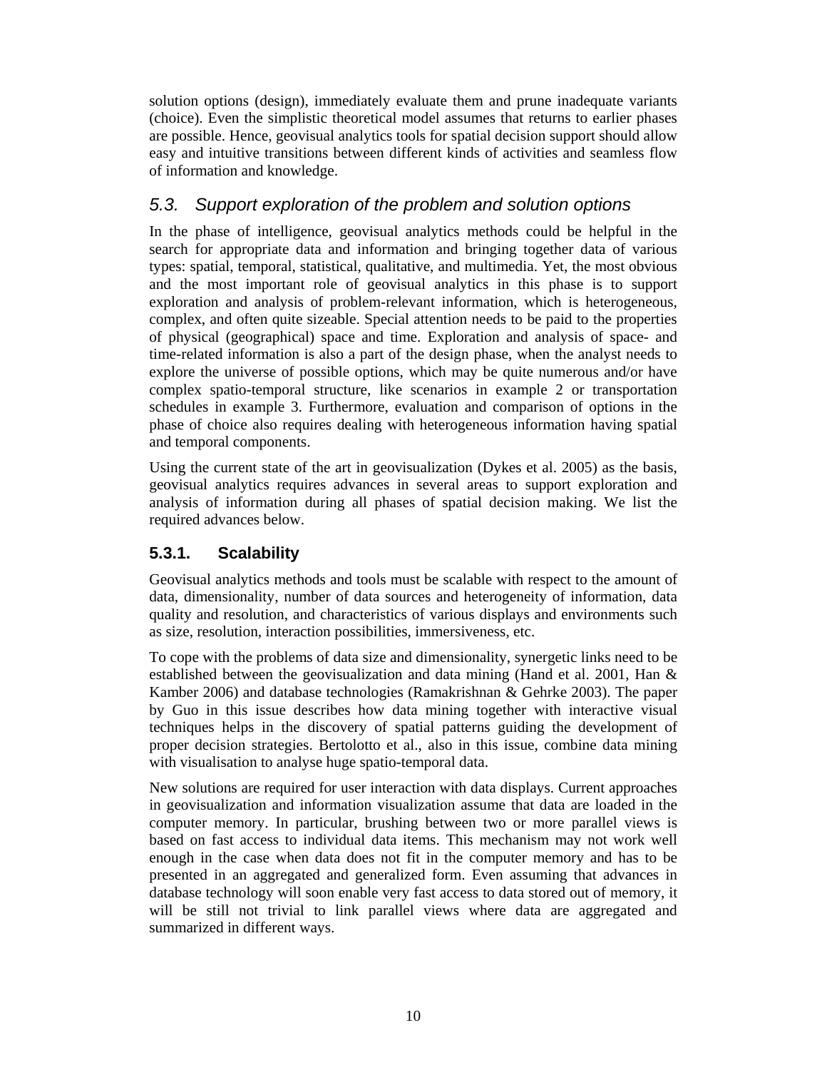solution options (design), immediately evaluate them and prune inadequate variants (choice). Even the simplistic theoretical model assumes that returns to earlier phases are possible. Hence, geovisual analytics tools for spatial decision support should allow easy and intuitive transitions between different kinds of activities and seamless flow of information and knowledge.

## *5.3. Support exploration of the problem and solution options*

In the phase of intelligence, geovisual analytics methods could be helpful in the search for appropriate data and information and bringing together data of various types: spatial, temporal, statistical, qualitative, and multimedia. Yet, the most obvious and the most important role of geovisual analytics in this phase is to support exploration and analysis of problem-relevant information, which is heterogeneous, complex, and often quite sizeable. Special attention needs to be paid to the properties of physical (geographical) space and time. Exploration and analysis of space- and time-related information is also a part of the design phase, when the analyst needs to explore the universe of possible options, which may be quite numerous and/or have complex spatio-temporal structure, like scenarios in example 2 or transportation schedules in example 3. Furthermore, evaluation and comparison of options in the phase of choice also requires dealing with heterogeneous information having spatial and temporal components.

Using the current state of the art in geovisualization (Dykes et al. 2005) as the basis, geovisual analytics requires advances in several areas to support exploration and analysis of information during all phases of spatial decision making. We list the required advances below.

### 5.3.1. Scalability

Geovisual analytics methods and tools must be scalable with respect to the amount of data, dimensionality, number of data sources and heterogeneity of information, data quality and resolution, and characteristics of various displays and environments such as size, resolution, interaction possibilities, immersiveness, etc.

To cope with the problems of data size and dimensionality, synergetic links need to be established between the geovisualization and data mining (Hand et al. 2001, Han & Kamber 2006) and database technologies (Ramakrishnan & Gehrke 2003). The paper by Guo in this issue describes how data mining together with interactive visual techniques helps in the discovery of spatial patterns guiding the development of proper decision strategies. Bertolotto et al., also in this issue, combine data mining with visualisation to analyse huge spatio-temporal data.

New solutions are required for user interaction with data displays. Current approaches in geovisualization and information visualization assume that data are loaded in the computer memory. In particular, brushing between two or more parallel views is based on fast access to individual data items. This mechanism may not work well enough in the case when data does not fit in the computer memory and has to be presented in an aggregated and generalized form. Even assuming that advances in database technology will soon enable very fast access to data stored out of memory, it will be still not trivial to link parallel views where data are aggregated and summarized in different ways.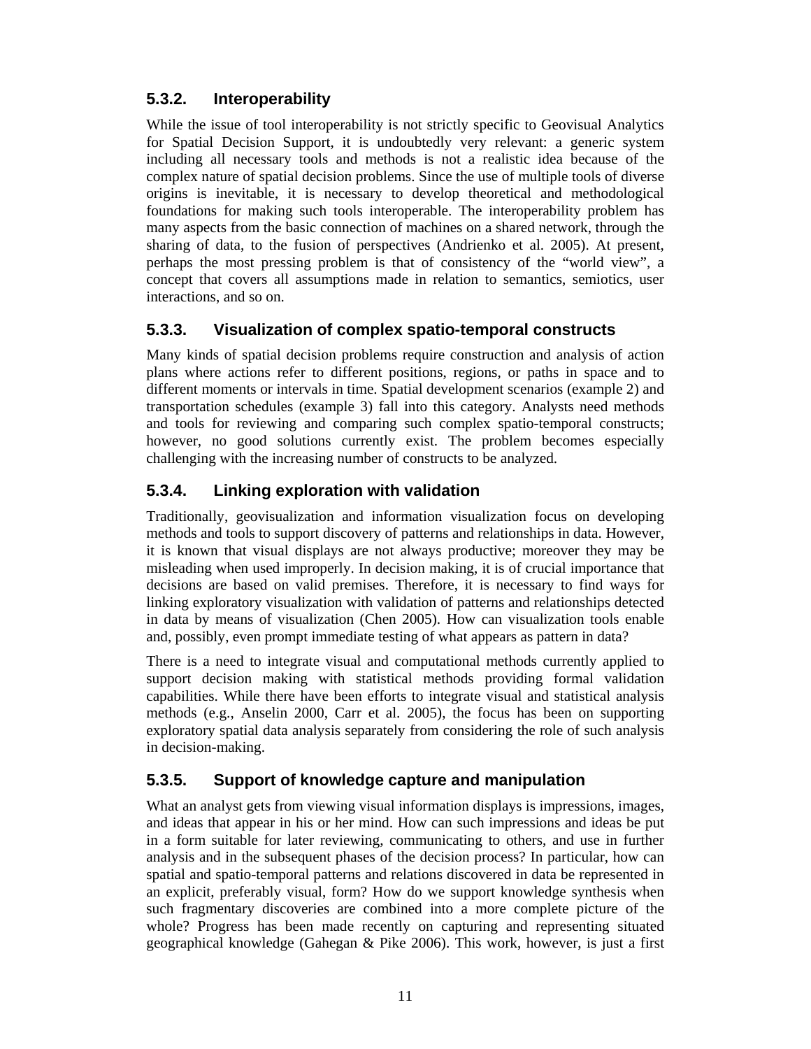### 5.3.2. Interoperability

While the issue of tool interoperability is not strictly specific to Geovisual Analytics for Spatial Decision Support, it is undoubtedly very relevant: a generic system including all necessary tools and methods is not a realistic idea because of the complex nature of spatial decision problems. Since the use of multiple tools of diverse origins is inevitable, it is necessary to develop theoretical and methodological foundations for making such tools interoperable. The interoperability problem has many aspects from the basic connection of machines on a shared network, through the sharing of data, to the fusion of perspectives (Andrienko et al. 2005). At present, perhaps the most pressing problem is that of consistency of the "world view", a concept that covers all assumptions made in relation to semantics, semiotics, user interactions, and so on.

### 5.3.3. Visualization of complex spatio-temporal constructs

Many kinds of spatial decision problems require construction and analysis of action plans where actions refer to different positions, regions, or paths in space and to different moments or intervals in time. Spatial development scenarios (example 2) and transportation schedules (example 3) fall into this category. Analysts need methods and tools for reviewing and comparing such complex spatio-temporal constructs; however, no good solutions currently exist. The problem becomes especially challenging with the increasing number of constructs to be analyzed.

### 5.3.4. Linking exploration with validation

Traditionally, geovisualization and information visualization focus on developing methods and tools to support discovery of patterns and relationships in data. However, it is known that visual displays are not always productive; moreover they may be misleading when used improperly. In decision making, it is of crucial importance that decisions are based on valid premises. Therefore, it is necessary to find ways for linking exploratory visualization with validation of patterns and relationships detected in data by means of visualization (Chen 2005). How can visualization tools enable and, possibly, even prompt immediate testing of what appears as pattern in data?

There is a need to integrate visual and computational methods currently applied to support decision making with statistical methods providing formal validation capabilities. While there have been efforts to integrate visual and statistical analysis methods (e.g., Anselin 2000, Carr et al. 2005), the focus has been on supporting exploratory spatial data analysis separately from considering the role of such analysis in decision-making.

### 5.3.5. Support of knowledge capture and manipulation

What an analyst gets from viewing visual information displays is impressions, images, and ideas that appear in his or her mind. How can such impressions and ideas be put in a form suitable for later reviewing, communicating to others, and use in further analysis and in the subsequent phases of the decision process? In particular, how can spatial and spatio-temporal patterns and relations discovered in data be represented in an explicit, preferably visual, form? How do we support knowledge synthesis when such fragmentary discoveries are combined into a more complete picture of the whole? Progress has been made recently on capturing and representing situated geographical knowledge (Gahegan & Pike 2006). This work, however, is just a first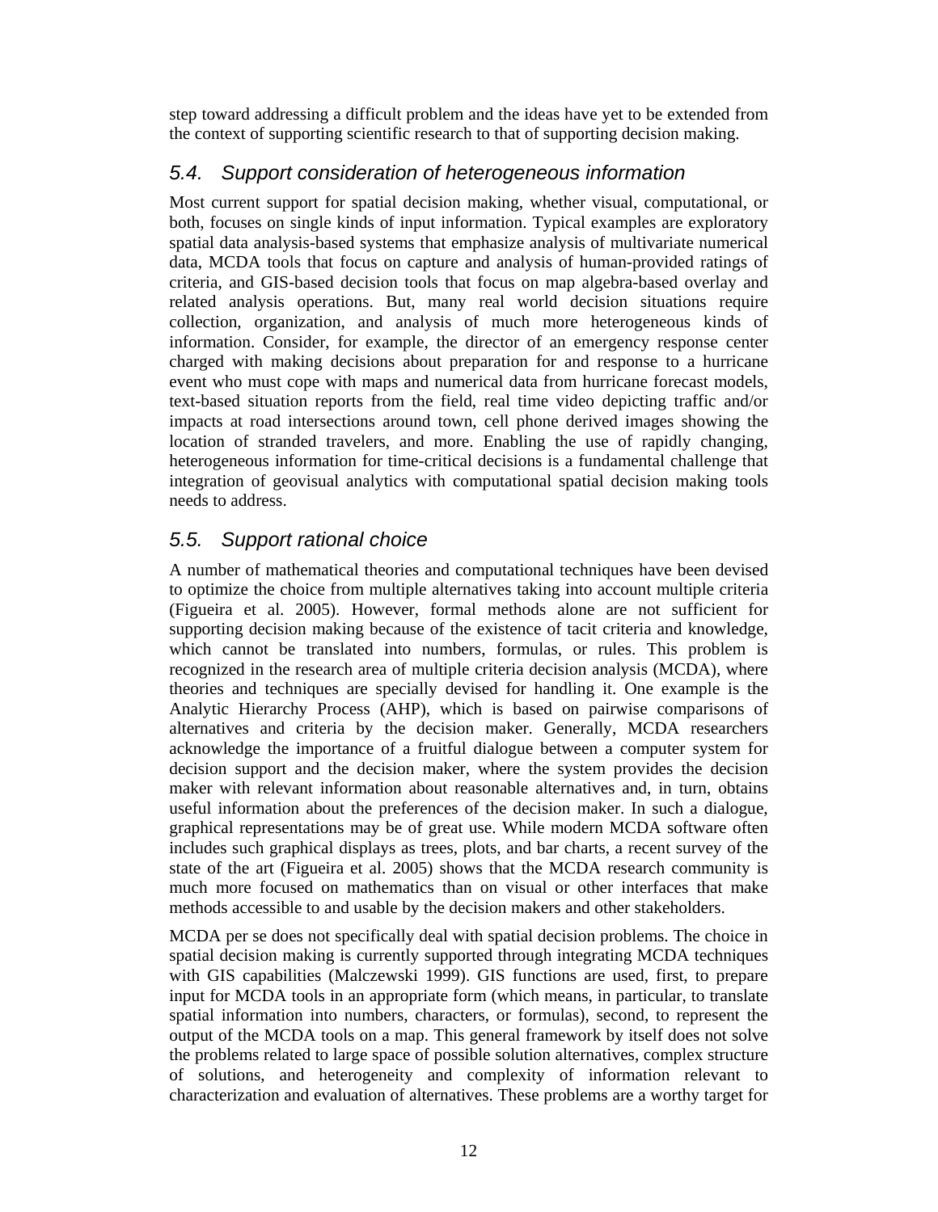step toward addressing a difficult problem and the ideas have yet to be extended from the context of supporting scientific research to that of supporting decision making.

## *5.4. Support consideration of heterogeneous information*

Most current support for spatial decision making, whether visual, computational, or both, focuses on single kinds of input information. Typical examples are exploratory spatial data analysis-based systems that emphasize analysis of multivariate numerical data, MCDA tools that focus on capture and analysis of human-provided ratings of criteria, and GIS-based decision tools that focus on map algebra-based overlay and related analysis operations. But, many real world decision situations require collection, organization, and analysis of much more heterogeneous kinds of information. Consider, for example, the director of an emergency response center charged with making decisions about preparation for and response to a hurricane event who must cope with maps and numerical data from hurricane forecast models, text-based situation reports from the field, real time video depicting traffic and/or impacts at road intersections around town, cell phone derived images showing the location of stranded travelers, and more. Enabling the use of rapidly changing, heterogeneous information for time-critical decisions is a fundamental challenge that integration of geovisual analytics with computational spatial decision making tools needs to address.

## *5.5. Support rational choice*

A number of mathematical theories and computational techniques have been devised to optimize the choice from multiple alternatives taking into account multiple criteria (Figueira et al. 2005). However, formal methods alone are not sufficient for supporting decision making because of the existence of tacit criteria and knowledge, which cannot be translated into numbers, formulas, or rules. This problem is recognized in the research area of multiple criteria decision analysis (MCDA), where theories and techniques are specially devised for handling it. One example is the Analytic Hierarchy Process (AHP), which is based on pairwise comparisons of alternatives and criteria by the decision maker. Generally, MCDA researchers acknowledge the importance of a fruitful dialogue between a computer system for decision support and the decision maker, where the system provides the decision maker with relevant information about reasonable alternatives and, in turn, obtains useful information about the preferences of the decision maker. In such a dialogue, graphical representations may be of great use. While modern MCDA software often includes such graphical displays as trees, plots, and bar charts, a recent survey of the state of the art (Figueira et al. 2005) shows that the MCDA research community is much more focused on mathematics than on visual or other interfaces that make methods accessible to and usable by the decision makers and other stakeholders.

MCDA per se does not specifically deal with spatial decision problems. The choice in spatial decision making is currently supported through integrating MCDA techniques with GIS capabilities (Malczewski 1999). GIS functions are used, first, to prepare input for MCDA tools in an appropriate form (which means, in particular, to translate spatial information into numbers, characters, or formulas), second, to represent the output of the MCDA tools on a map. This general framework by itself does not solve the problems related to large space of possible solution alternatives, complex structure of solutions, and heterogeneity and complexity of information relevant to characterization and evaluation of alternatives. These problems are a worthy target for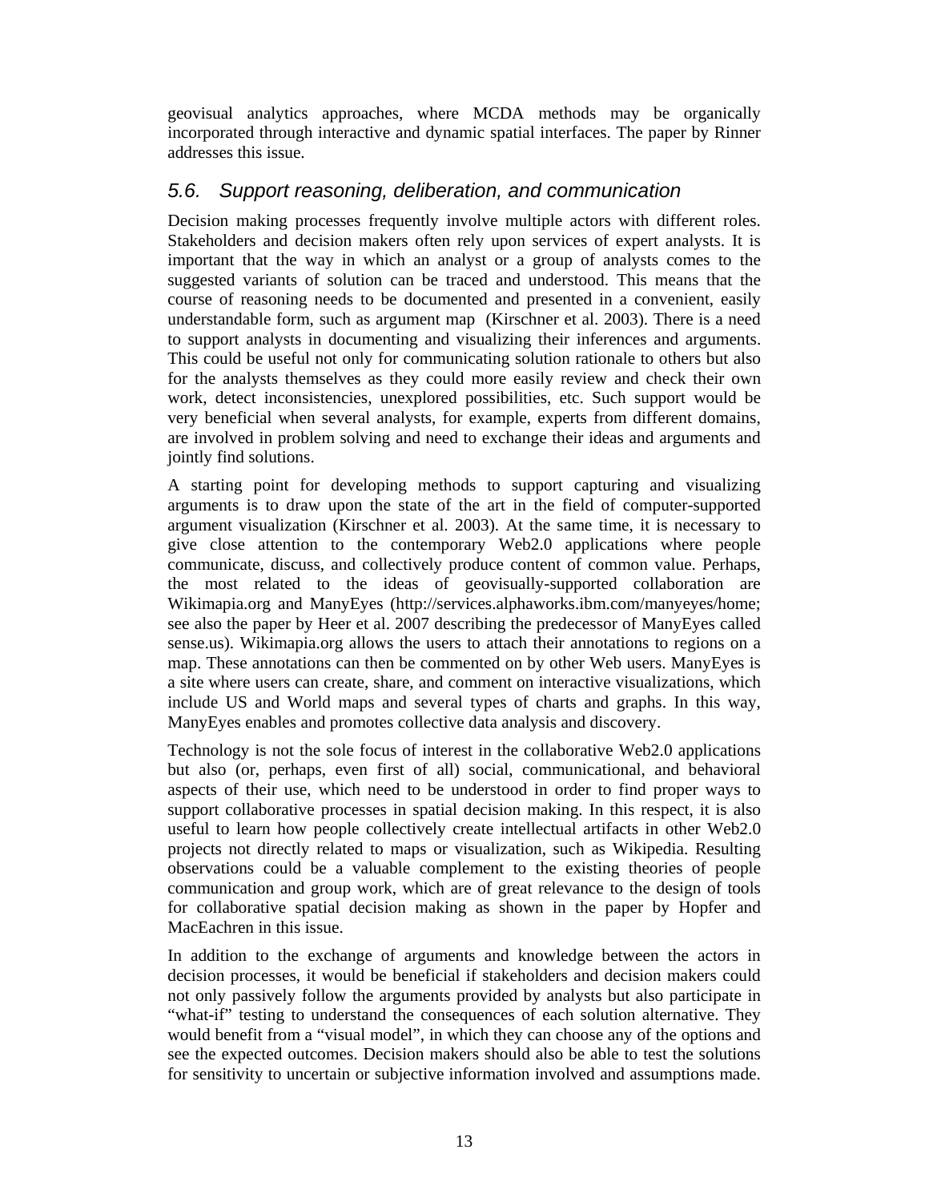geovisual analytics approaches, where MCDA methods may be organically incorporated through interactive and dynamic spatial interfaces. The paper by Rinner addresses this issue.

## *5.6. Support reasoning, deliberation, and communication*

Decision making processes frequently involve multiple actors with different roles. Stakeholders and decision makers often rely upon services of expert analysts. It is important that the way in which an analyst or a group of analysts comes to the suggested variants of solution can be traced and understood. This means that the course of reasoning needs to be documented and presented in a convenient, easily understandable form, such as argument map (Kirschner et al. 2003). There is a need to support analysts in documenting and visualizing their inferences and arguments. This could be useful not only for communicating solution rationale to others but also for the analysts themselves as they could more easily review and check their own work, detect inconsistencies, unexplored possibilities, etc. Such support would be very beneficial when several analysts, for example, experts from different domains, are involved in problem solving and need to exchange their ideas and arguments and jointly find solutions.

A starting point for developing methods to support capturing and visualizing arguments is to draw upon the state of the art in the field of computer-supported argument visualization (Kirschner et al. 2003). At the same time, it is necessary to give close attention to the contemporary Web2.0 applications where people communicate, discuss, and collectively produce content of common value. Perhaps, the most related to the ideas of geovisually-supported collaboration are Wikimapia.org and ManyEyes (http://services.alphaworks.ibm.com/manyeyes/home; see also the paper by Heer et al. 2007 describing the predecessor of ManyEyes called sense.us). Wikimapia.org allows the users to attach their annotations to regions on a map. These annotations can then be commented on by other Web users. ManyEyes is a site where users can create, share, and comment on interactive visualizations, which include US and World maps and several types of charts and graphs. In this way, ManyEyes enables and promotes collective data analysis and discovery.

Technology is not the sole focus of interest in the collaborative Web2.0 applications but also (or, perhaps, even first of all) social, communicational, and behavioral aspects of their use, which need to be understood in order to find proper ways to support collaborative processes in spatial decision making. In this respect, it is also useful to learn how people collectively create intellectual artifacts in other Web2.0 projects not directly related to maps or visualization, such as Wikipedia. Resulting observations could be a valuable complement to the existing theories of people communication and group work, which are of great relevance to the design of tools for collaborative spatial decision making as shown in the paper by Hopfer and MacEachren in this issue.

In addition to the exchange of arguments and knowledge between the actors in decision processes, it would be beneficial if stakeholders and decision makers could not only passively follow the arguments provided by analysts but also participate in "what-if" testing to understand the consequences of each solution alternative. They would benefit from a "visual model", in which they can choose any of the options and see the expected outcomes. Decision makers should also be able to test the solutions for sensitivity to uncertain or subjective information involved and assumptions made.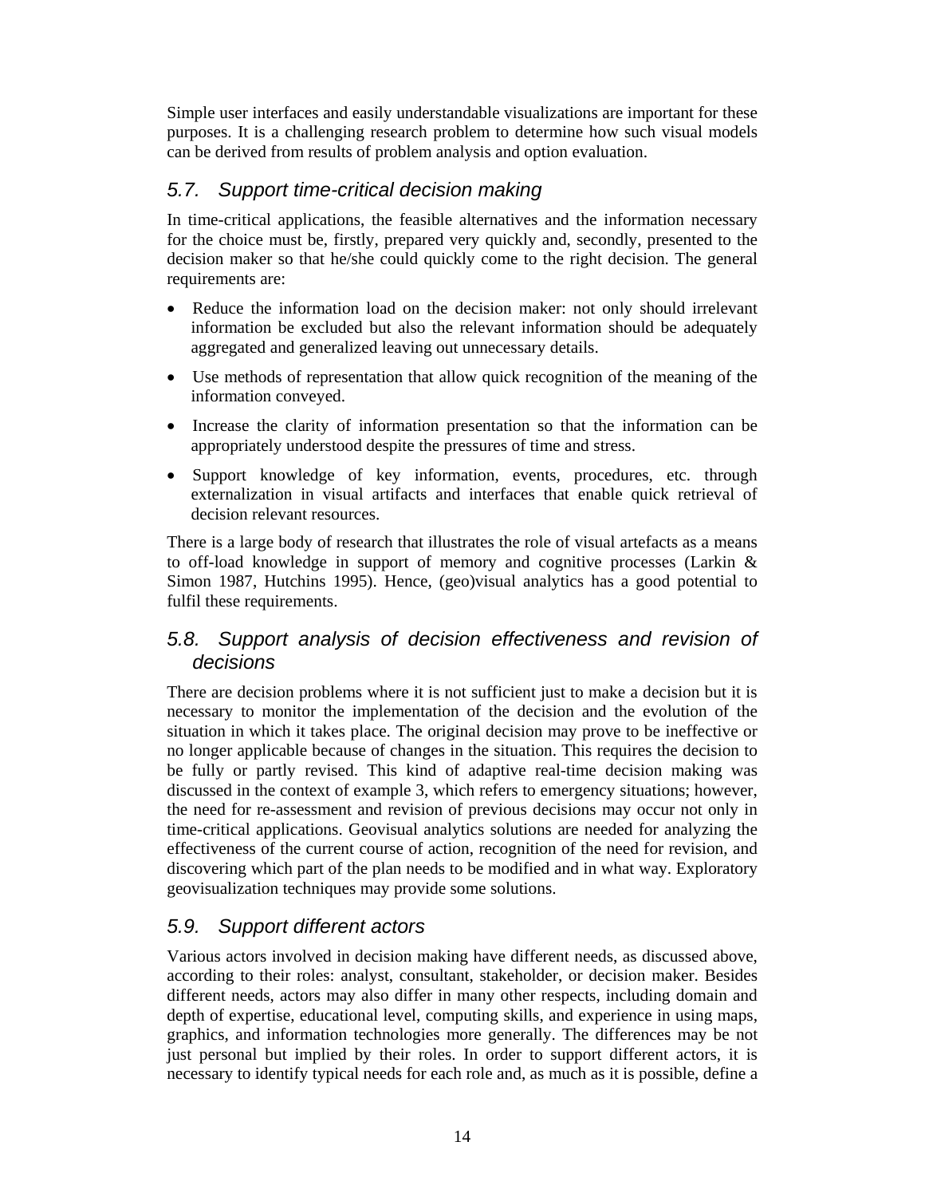Simple user interfaces and easily understandable visualizations are important for these purposes. It is a challenging research problem to determine how such visual models can be derived from results of problem analysis and option evaluation.

## *5.7. Support time-critical decision making*

In time-critical applications, the feasible alternatives and the information necessary for the choice must be, firstly, prepared very quickly and, secondly, presented to the decision maker so that he/she could quickly come to the right decision. The general requirements are:

- Reduce the information load on the decision maker: not only should irrelevant information be excluded but also the relevant information should be adequately aggregated and generalized leaving out unnecessary details.
- Use methods of representation that allow quick recognition of the meaning of the information conveyed.
- Increase the clarity of information presentation so that the information can be appropriately understood despite the pressures of time and stress.
- Support knowledge of key information, events, procedures, etc. through externalization in visual artifacts and interfaces that enable quick retrieval of decision relevant resources.

There is a large body of research that illustrates the role of visual artefacts as a means to off-load knowledge in support of memory and cognitive processes (Larkin & Simon 1987, Hutchins 1995). Hence, (geo)visual analytics has a good potential to fulfil these requirements.

## *5.8. Support analysis of decision effectiveness and revision of decisions*

There are decision problems where it is not sufficient just to make a decision but it is necessary to monitor the implementation of the decision and the evolution of the situation in which it takes place. The original decision may prove to be ineffective or no longer applicable because of changes in the situation. This requires the decision to be fully or partly revised. This kind of adaptive real-time decision making was discussed in the context of example 3, which refers to emergency situations; however, the need for re-assessment and revision of previous decisions may occur not only in time-critical applications. Geovisual analytics solutions are needed for analyzing the effectiveness of the current course of action, recognition of the need for revision, and discovering which part of the plan needs to be modified and in what way. Exploratory geovisualization techniques may provide some solutions.

## *5.9. Support different actors*

Various actors involved in decision making have different needs, as discussed above, according to their roles: analyst, consultant, stakeholder, or decision maker. Besides different needs, actors may also differ in many other respects, including domain and depth of expertise, educational level, computing skills, and experience in using maps, graphics, and information technologies more generally. The differences may be not just personal but implied by their roles. In order to support different actors, it is necessary to identify typical needs for each role and, as much as it is possible, define a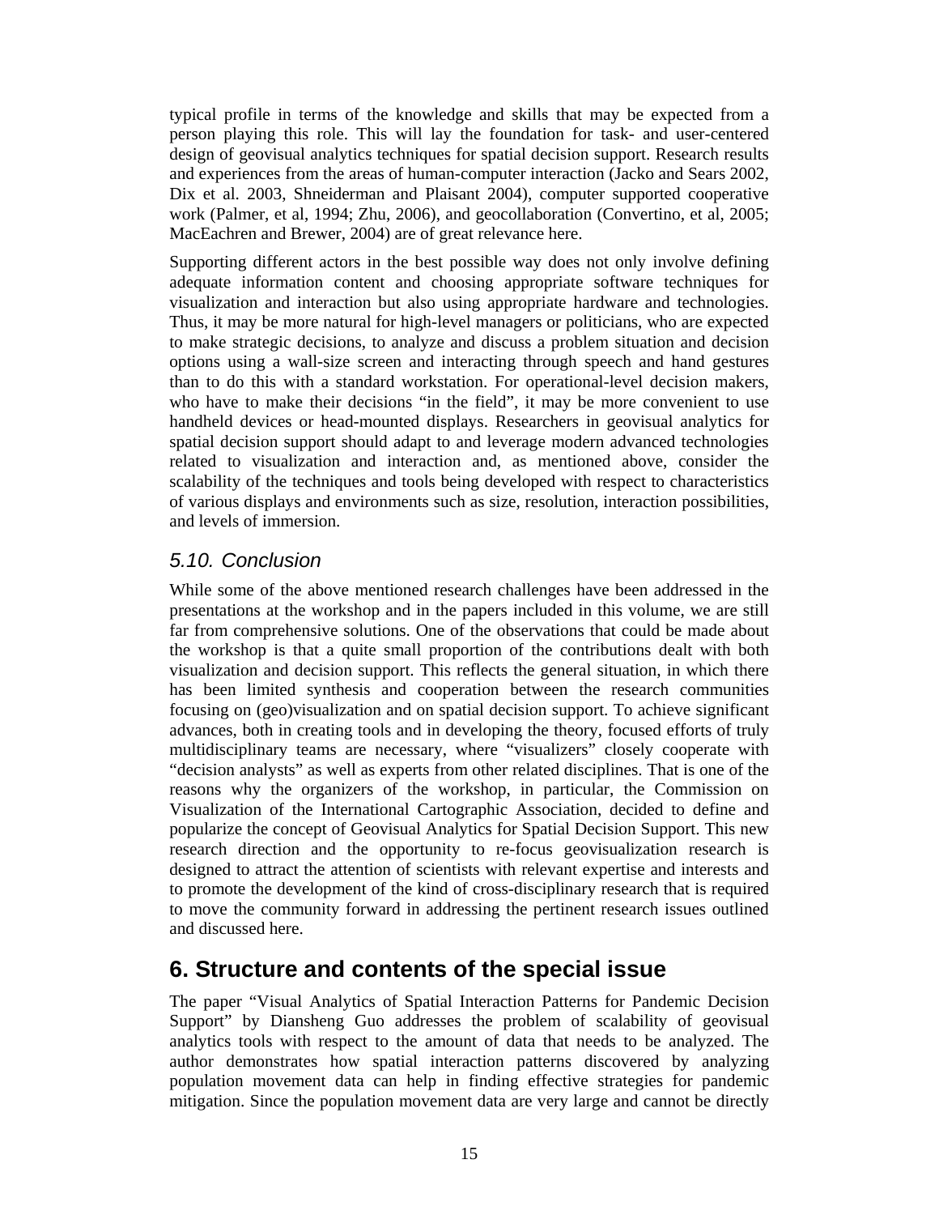typical profile in terms of the knowledge and skills that may be expected from a person playing this role. This will lay the foundation for task- and user-centered design of geovisual analytics techniques for spatial decision support. Research results and experiences from the areas of human-computer interaction (Jacko and Sears 2002, Dix et al. 2003, Shneiderman and Plaisant 2004), computer supported cooperative work (Palmer, et al, 1994; Zhu, 2006), and geocollaboration (Convertino, et al, 2005; MacEachren and Brewer, 2004) are of great relevance here.

Supporting different actors in the best possible way does not only involve defining adequate information content and choosing appropriate software techniques for visualization and interaction but also using appropriate hardware and technologies. Thus, it may be more natural for high-level managers or politicians, who are expected to make strategic decisions, to analyze and discuss a problem situation and decision options using a wall-size screen and interacting through speech and hand gestures than to do this with a standard workstation. For operational-level decision makers, who have to make their decisions "in the field", it may be more convenient to use handheld devices or head-mounted displays. Researchers in geovisual analytics for spatial decision support should adapt to and leverage modern advanced technologies related to visualization and interaction and, as mentioned above, consider the scalability of the techniques and tools being developed with respect to characteristics of various displays and environments such as size, resolution, interaction possibilities, and levels of immersion.

### *5.10. Conclusion*

While some of the above mentioned research challenges have been addressed in the presentations at the workshop and in the papers included in this volume, we are still far from comprehensive solutions. One of the observations that could be made about the workshop is that a quite small proportion of the contributions dealt with both visualization and decision support. This reflects the general situation, in which there has been limited synthesis and cooperation between the research communities focusing on (geo)visualization and on spatial decision support. To achieve significant advances, both in creating tools and in developing the theory, focused efforts of truly multidisciplinary teams are necessary, where "visualizers" closely cooperate with "decision analysts" as well as experts from other related disciplines. That is one of the reasons why the organizers of the workshop, in particular, the Commission on Visualization of the International Cartographic Association, decided to define and popularize the concept of Geovisual Analytics for Spatial Decision Support. This new research direction and the opportunity to re-focus geovisualization research is designed to attract the attention of scientists with relevant expertise and interests and to promote the development of the kind of cross-disciplinary research that is required to move the community forward in addressing the pertinent research issues outlined and discussed here.

## 6. Structure and contents of the special issue

The paper "Visual Analytics of Spatial Interaction Patterns for Pandemic Decision Support" by Diansheng Guo addresses the problem of scalability of geovisual analytics tools with respect to the amount of data that needs to be analyzed. The author demonstrates how spatial interaction patterns discovered by analyzing population movement data can help in finding effective strategies for pandemic mitigation. Since the population movement data are very large and cannot be directly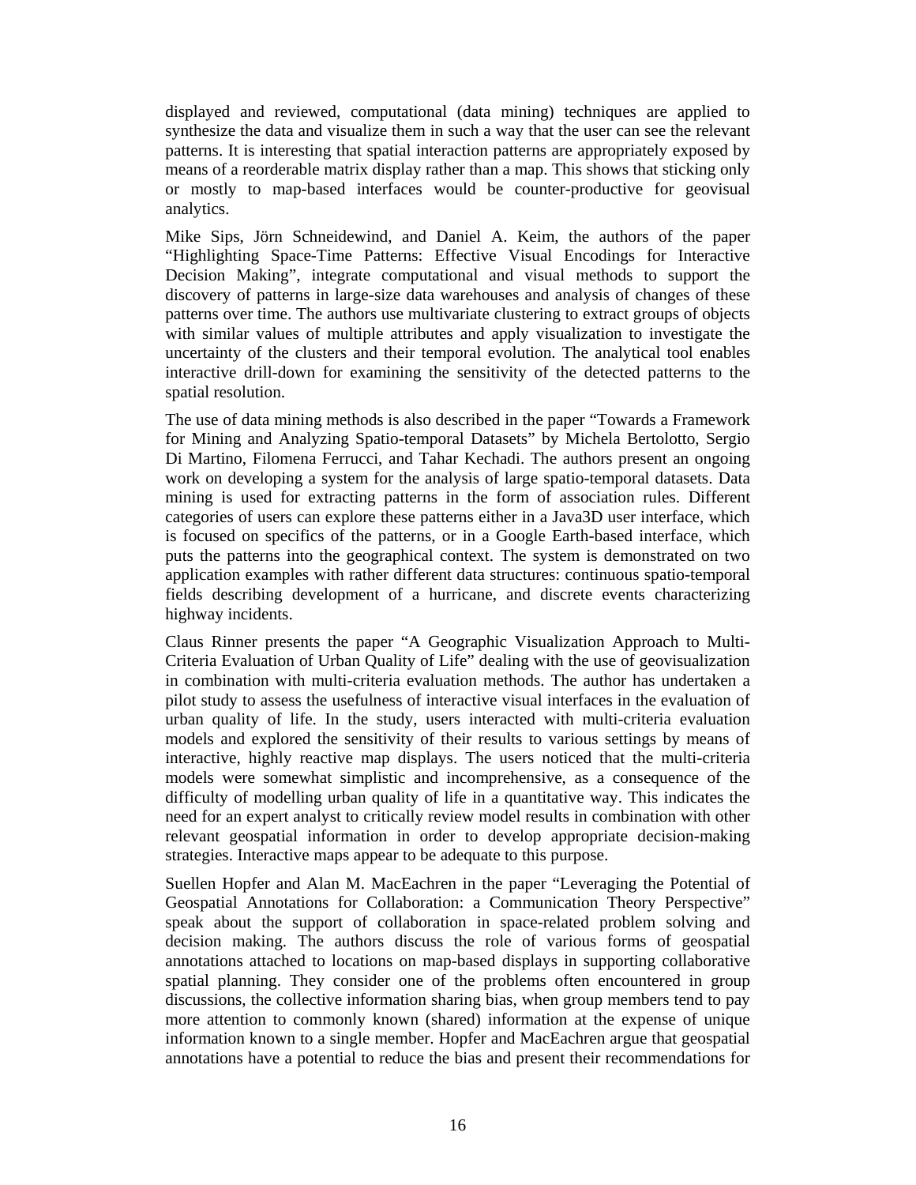displayed and reviewed, computational (data mining) techniques are applied to synthesize the data and visualize them in such a way that the user can see the relevant patterns. It is interesting that spatial interaction patterns are appropriately exposed by means of a reorderable matrix display rather than a map. This shows that sticking only or mostly to map-based interfaces would be counter-productive for geovisual analytics.

Mike Sips, Jörn Schneidewind, and Daniel A. Keim, the authors of the paper "Highlighting Space-Time Patterns: Effective Visual Encodings for Interactive Decision Making", integrate computational and visual methods to support the discovery of patterns in large-size data warehouses and analysis of changes of these patterns over time. The authors use multivariate clustering to extract groups of objects with similar values of multiple attributes and apply visualization to investigate the uncertainty of the clusters and their temporal evolution. The analytical tool enables interactive drill-down for examining the sensitivity of the detected patterns to the spatial resolution.

The use of data mining methods is also described in the paper "Towards a Framework for Mining and Analyzing Spatio-temporal Datasets" by Michela Bertolotto, Sergio Di Martino, Filomena Ferrucci, and Tahar Kechadi. The authors present an ongoing work on developing a system for the analysis of large spatio-temporal datasets. Data mining is used for extracting patterns in the form of association rules. Different categories of users can explore these patterns either in a Java3D user interface, which is focused on specifics of the patterns, or in a Google Earth-based interface, which puts the patterns into the geographical context. The system is demonstrated on two application examples with rather different data structures: continuous spatio-temporal fields describing development of a hurricane, and discrete events characterizing highway incidents.

Claus Rinner presents the paper "A Geographic Visualization Approach to Multi-Criteria Evaluation of Urban Quality of Life" dealing with the use of geovisualization in combination with multi-criteria evaluation methods. The author has undertaken a pilot study to assess the usefulness of interactive visual interfaces in the evaluation of urban quality of life. In the study, users interacted with multi-criteria evaluation models and explored the sensitivity of their results to various settings by means of interactive, highly reactive map displays. The users noticed that the multi-criteria models were somewhat simplistic and incomprehensive, as a consequence of the difficulty of modelling urban quality of life in a quantitative way. This indicates the need for an expert analyst to critically review model results in combination with other relevant geospatial information in order to develop appropriate decision-making strategies. Interactive maps appear to be adequate to this purpose.

Suellen Hopfer and Alan M. MacEachren in the paper "Leveraging the Potential of Geospatial Annotations for Collaboration: a Communication Theory Perspective" speak about the support of collaboration in space-related problem solving and decision making. The authors discuss the role of various forms of geospatial annotations attached to locations on map-based displays in supporting collaborative spatial planning. They consider one of the problems often encountered in group discussions, the collective information sharing bias, when group members tend to pay more attention to commonly known (shared) information at the expense of unique information known to a single member. Hopfer and MacEachren argue that geospatial annotations have a potential to reduce the bias and present their recommendations for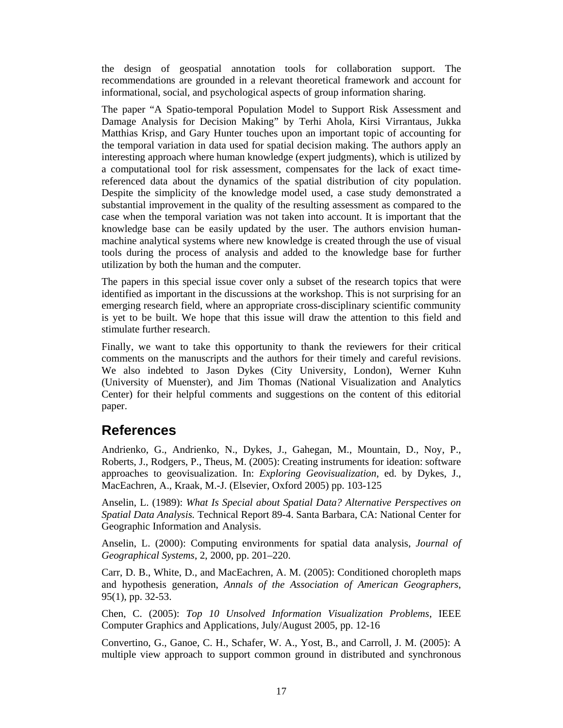the design of geospatial annotation tools for collaboration support. The recommendations are grounded in a relevant theoretical framework and account for informational, social, and psychological aspects of group information sharing.

The paper "A Spatio-temporal Population Model to Support Risk Assessment and Damage Analysis for Decision Making" by Terhi Ahola, Kirsi Virrantaus, Jukka Matthias Krisp, and Gary Hunter touches upon an important topic of accounting for the temporal variation in data used for spatial decision making. The authors apply an interesting approach where human knowledge (expert judgments), which is utilized by a computational tool for risk assessment, compensates for the lack of exact time-referenced data about the dynamics of the spatial distribution of city population. Despite the simplicity of the knowledge model used, a case study demonstrated a substantial improvement in the quality of the resulting assessment as compared to the case when the temporal variation was not taken into account. It is important that the knowledge base can be easily updated by the user. The authors envision human-machine analytical systems where new knowledge is created through the use of visual tools during the process of analysis and added to the knowledge base for further utilization by both the human and the computer.

The papers in this special issue cover only a subset of the research topics that were identified as important in the discussions at the workshop. This is not surprising for an emerging research field, where an appropriate cross-disciplinary scientific community is yet to be built. We hope that this issue will draw the attention to this field and stimulate further research.

Finally, we want to take this opportunity to thank the reviewers for their critical comments on the manuscripts and the authors for their timely and careful revisions. We also indebted to Jason Dykes (City University, London), Werner Kuhn (University of Muenster), and Jim Thomas (National Visualization and Analytics Center) for their helpful comments and suggestions on the content of this editorial paper.

## References

Andrienko, G., Andrienko, N., Dykes, J., Gahegan, M., Mountain, D., Noy, P., Roberts, J., Rodgers, P., Theus, M. (2005): Creating instruments for ideation: software approaches to geovisualization. In: *Exploring Geovisualization*, ed. by Dykes, J., MacEachren, A., Kraak, M.-J. (Elsevier, Oxford 2005) pp. 103-125

Anselin, L. (1989): *What Is Special about Spatial Data? Alternative Perspectives on Spatial Data Analysis.* Technical Report 89-4. Santa Barbara, CA: National Center for Geographic Information and Analysis.

Anselin, L. (2000): Computing environments for spatial data analysis, *Journal of Geographical Systems*, 2, 2000, pp. 201–220.

Carr, D. B., White, D., and MacEachren, A. M. (2005): Conditioned choropleth maps and hypothesis generation, *Annals of the Association of American Geographers*, 95(1), pp. 32-53.

Chen, C. (2005): *Top 10 Unsolved Information Visualization Problems*, IEEE Computer Graphics and Applications, July/August 2005, pp. 12-16

Convertino, G., Ganoe, C. H., Schafer, W. A., Yost, B., and Carroll, J. M. (2005): A multiple view approach to support common ground in distributed and synchronous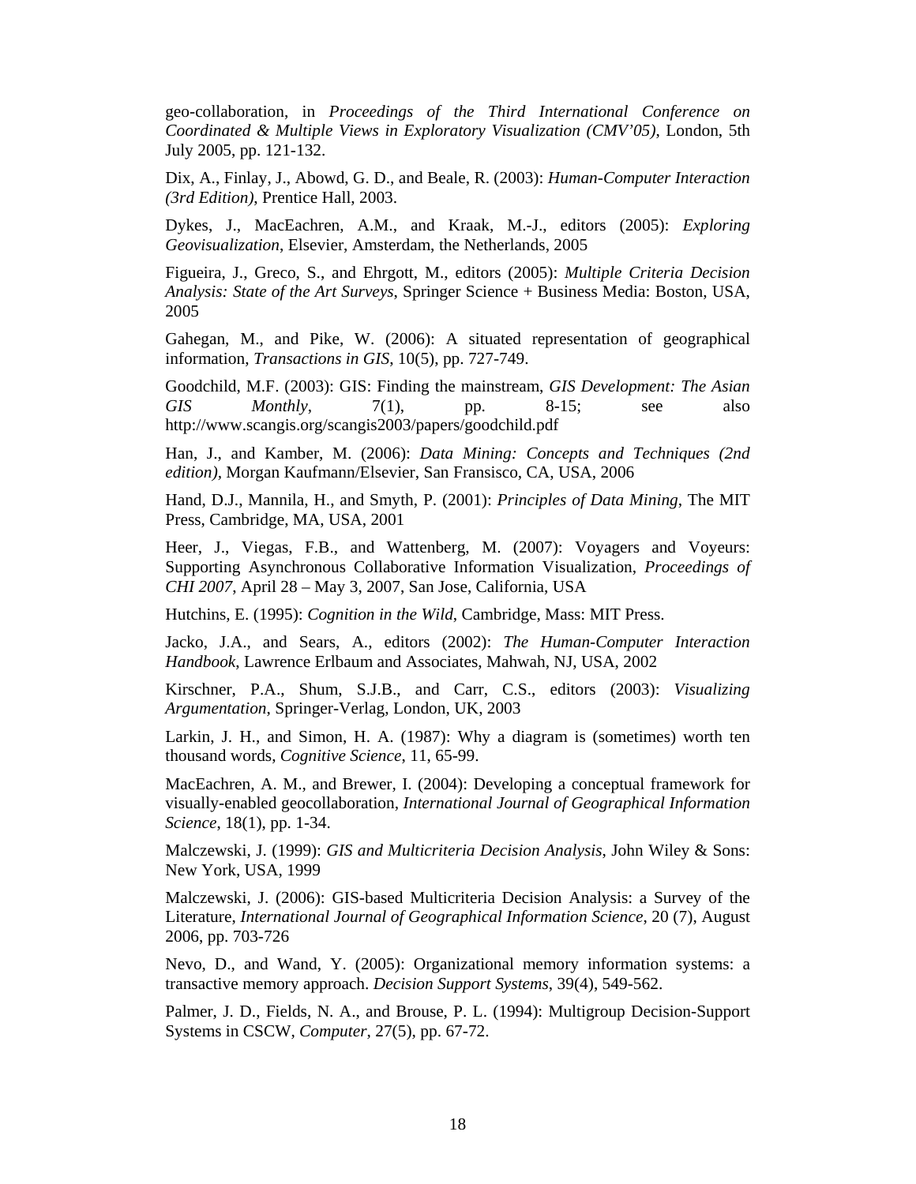geo-collaboration, in *Proceedings of the Third International Conference on Coordinated & Multiple Views in Exploratory Visualization (CMV'05)*, London, 5th July 2005, pp. 121-132.

Dix, A., Finlay, J., Abowd, G. D., and Beale, R. (2003): *Human-Computer Interaction (3rd Edition)*, Prentice Hall, 2003.

Dykes, J., MacEachren, A.M., and Kraak, M.-J., editors (2005): *Exploring Geovisualization*, Elsevier, Amsterdam, the Netherlands, 2005

Figueira, J., Greco, S., and Ehrgott, M., editors (2005): *Multiple Criteria Decision Analysis: State of the Art Surveys*, Springer Science + Business Media: Boston, USA, 2005

Gahegan, M., and Pike, W. (2006): A situated representation of geographical information, *Transactions in GIS*, 10(5), pp. 727-749.

Goodchild, M.F. (2003): GIS: Finding the mainstream, *GIS Development: The Asian GIS Monthly*, 7(1), pp. 8-15; see also http://www.scangis.org/scangis2003/papers/goodchild.pdf

Han, J., and Kamber, M. (2006): *Data Mining: Concepts and Techniques (2nd edition)*, Morgan Kaufmann/Elsevier, San Fransisco, CA, USA, 2006

Hand, D.J., Mannila, H., and Smyth, P. (2001): *Principles of Data Mining*, The MIT Press, Cambridge, MA, USA, 2001

Heer, J., Viegas, F.B., and Wattenberg, M. (2007): Voyagers and Voyeurs: Supporting Asynchronous Collaborative Information Visualization, *Proceedings of CHI 2007*, April 28 – May 3, 2007, San Jose, California, USA

Hutchins, E. (1995): *Cognition in the Wild*, Cambridge, Mass: MIT Press.

Jacko, J.A., and Sears, A., editors (2002): *The Human-Computer Interaction Handbook*, Lawrence Erlbaum and Associates, Mahwah, NJ, USA, 2002

Kirschner, P.A., Shum, S.J.B., and Carr, C.S., editors (2003): *Visualizing Argumentation*, Springer-Verlag, London, UK, 2003

Larkin, J. H., and Simon, H. A. (1987): Why a diagram is (sometimes) worth ten thousand words, *Cognitive Science*, 11, 65-99.

MacEachren, A. M., and Brewer, I. (2004): Developing a conceptual framework for visually-enabled geocollaboration, *International Journal of Geographical Information Science*, 18(1), pp. 1-34.

Malczewski, J. (1999): *GIS and Multicriteria Decision Analysis*, John Wiley & Sons: New York, USA, 1999

Malczewski, J. (2006): GIS-based Multicriteria Decision Analysis: a Survey of the Literature, *International Journal of Geographical Information Science*, 20 (7), August 2006, pp. 703-726

Nevo, D., and Wand, Y. (2005): Organizational memory information systems: a transactive memory approach. *Decision Support Systems*, 39(4), 549-562.

Palmer, J. D., Fields, N. A., and Brouse, P. L. (1994): Multigroup Decision-Support Systems in CSCW, *Computer*, 27(5), pp. 67-72.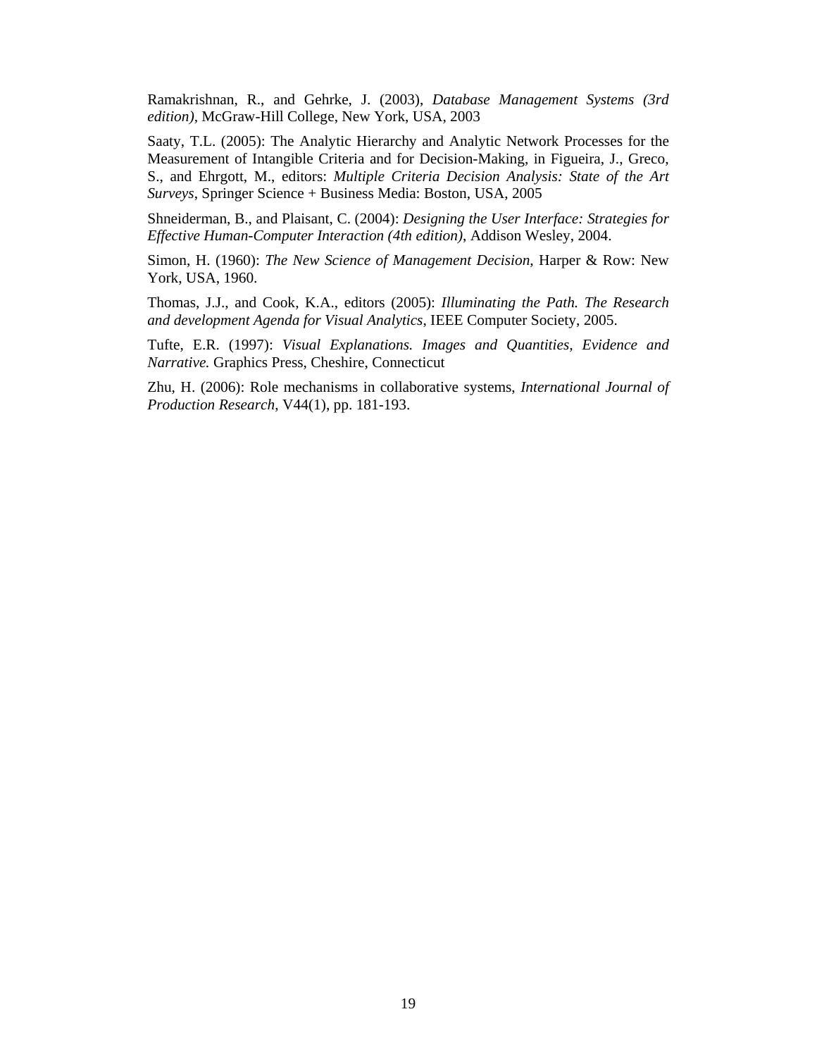Ramakrishnan, R., and Gehrke, J. (2003), *Database Management Systems (3rd edition)*, McGraw-Hill College, New York, USA, 2003

Saaty, T.L. (2005): The Analytic Hierarchy and Analytic Network Processes for the Measurement of Intangible Criteria and for Decision-Making, in Figueira, J., Greco, S., and Ehrgott, M., editors: *Multiple Criteria Decision Analysis: State of the Art Surveys*, Springer Science + Business Media: Boston, USA, 2005

Shneiderman, B., and Plaisant, C. (2004): *Designing the User Interface: Strategies for Effective Human-Computer Interaction (4th edition)*, Addison Wesley, 2004.

Simon, H. (1960): *The New Science of Management Decision*, Harper & Row: New York, USA, 1960.

Thomas, J.J., and Cook, K.A., editors (2005): *Illuminating the Path. The Research and development Agenda for Visual Analytics*, IEEE Computer Society, 2005.

Tufte, E.R. (1997): *Visual Explanations. Images and Quantities, Evidence and Narrative.* Graphics Press, Cheshire, Connecticut

Zhu, H. (2006): Role mechanisms in collaborative systems, *International Journal of Production Research*, V44(1), pp. 181-193.